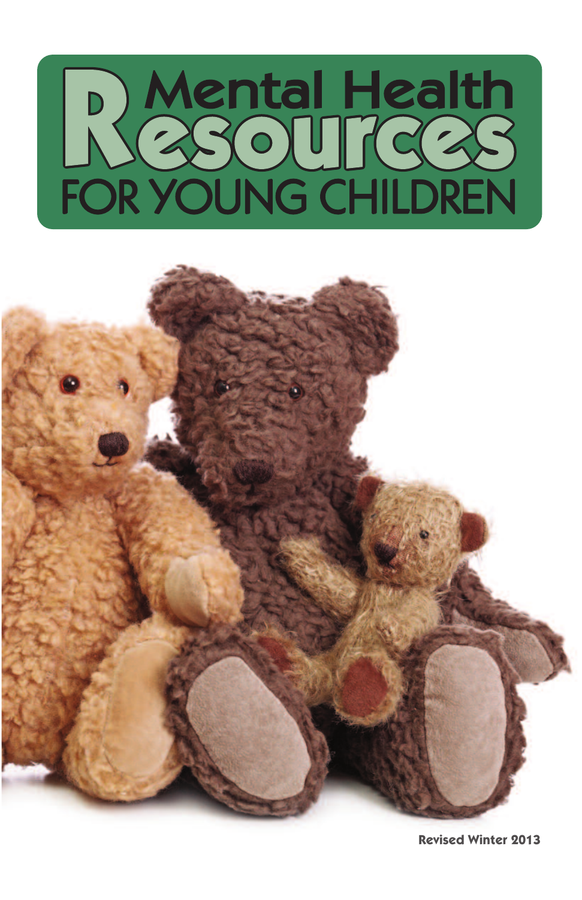# Mental Health Resources FOR YOUNG CHILDREN

Revised Winter 2013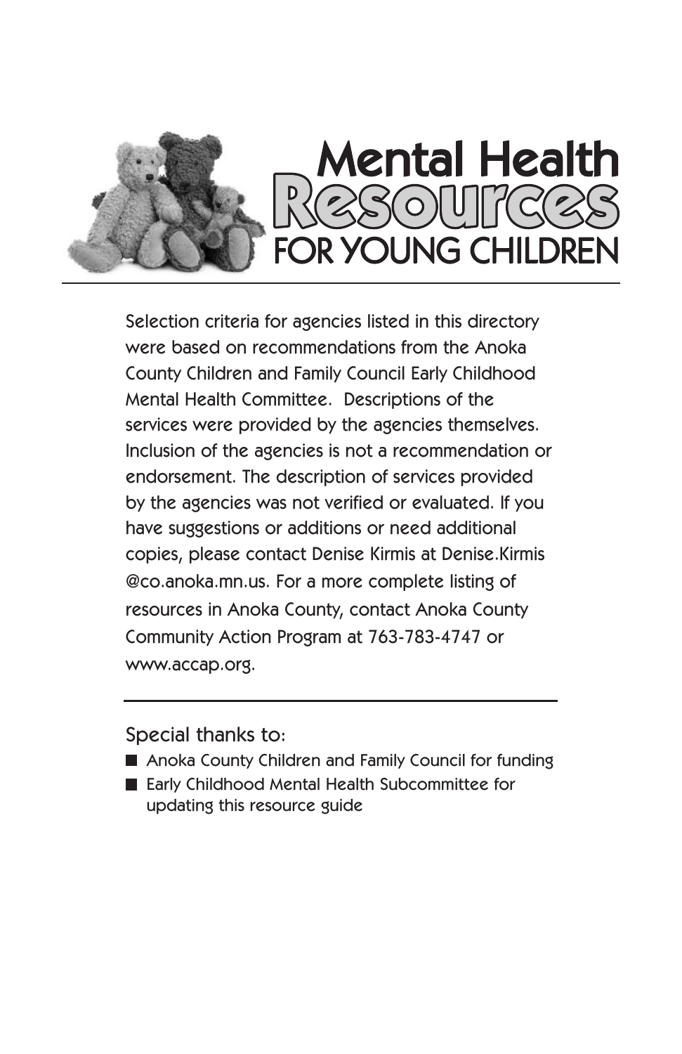# Mental Health Resources FOR YOUNG CHILDREN

Selection criteria for agencies listed in this directory were based on recommendations from the Anoka County Children and Family Council Early Childhood Mental Health Committee. Descriptions of the services were provided by the agencies themselves. Inclusion of the agencies is not a recommendation or endorsement. The description of services provided by the agencies was not verified or evaluated. If you have suggestions or additions or need additional copies, please contact Denise Kirmis at Denise.Kirmis@co.anoka.mn.us. For a more complete listing of resources in Anoka County, contact Anoka County Community Action Program at 763-783-4747 or www.accap.org.

---

Special thanks to:

- Anoka County Children and Family Council for funding
- Early Childhood Mental Health Subcommittee for updating this resource guide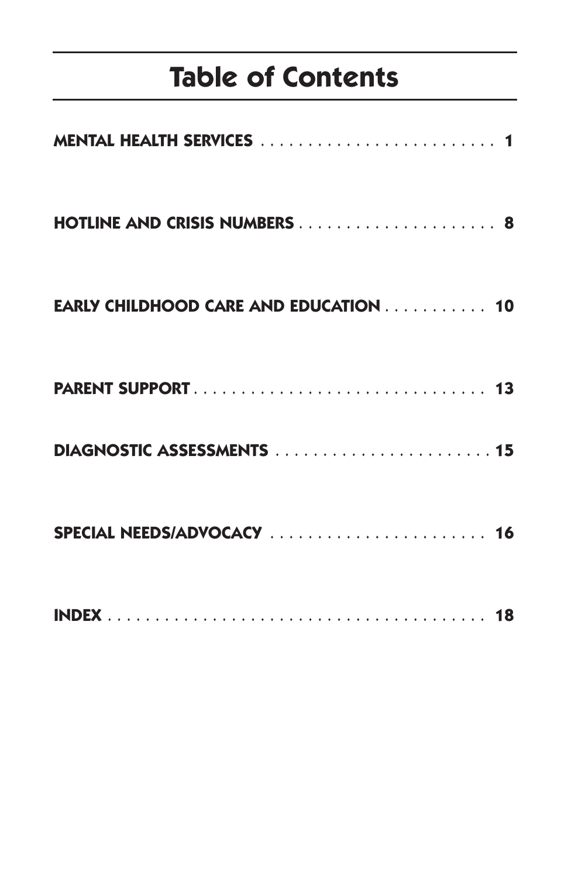# Table of Contents

**MENTAL HEALTH SERVICES** . . . . . . . . . . . . . . . . . . . . . . . . . . 1

**HOTLINE AND CRISIS NUMBERS** . . . . . . . . . . . . . . . . . . . . . . 8

**EARLY CHILDHOOD CARE AND EDUCATION** . . . . . . . . . . . 10

**PARENT SUPPORT** . . . . . . . . . . . . . . . . . . . . . . . . . . . . . . . . 13

**DIAGNOSTIC ASSESSMENTS** . . . . . . . . . . . . . . . . . . . . . . . . 15

**SPECIAL NEEDS/ADVOCACY** . . . . . . . . . . . . . . . . . . . . . . . . 16

**INDEX** . . . . . . . . . . . . . . . . . . . . . . . . . . . . . . . . . . . . . . . . 18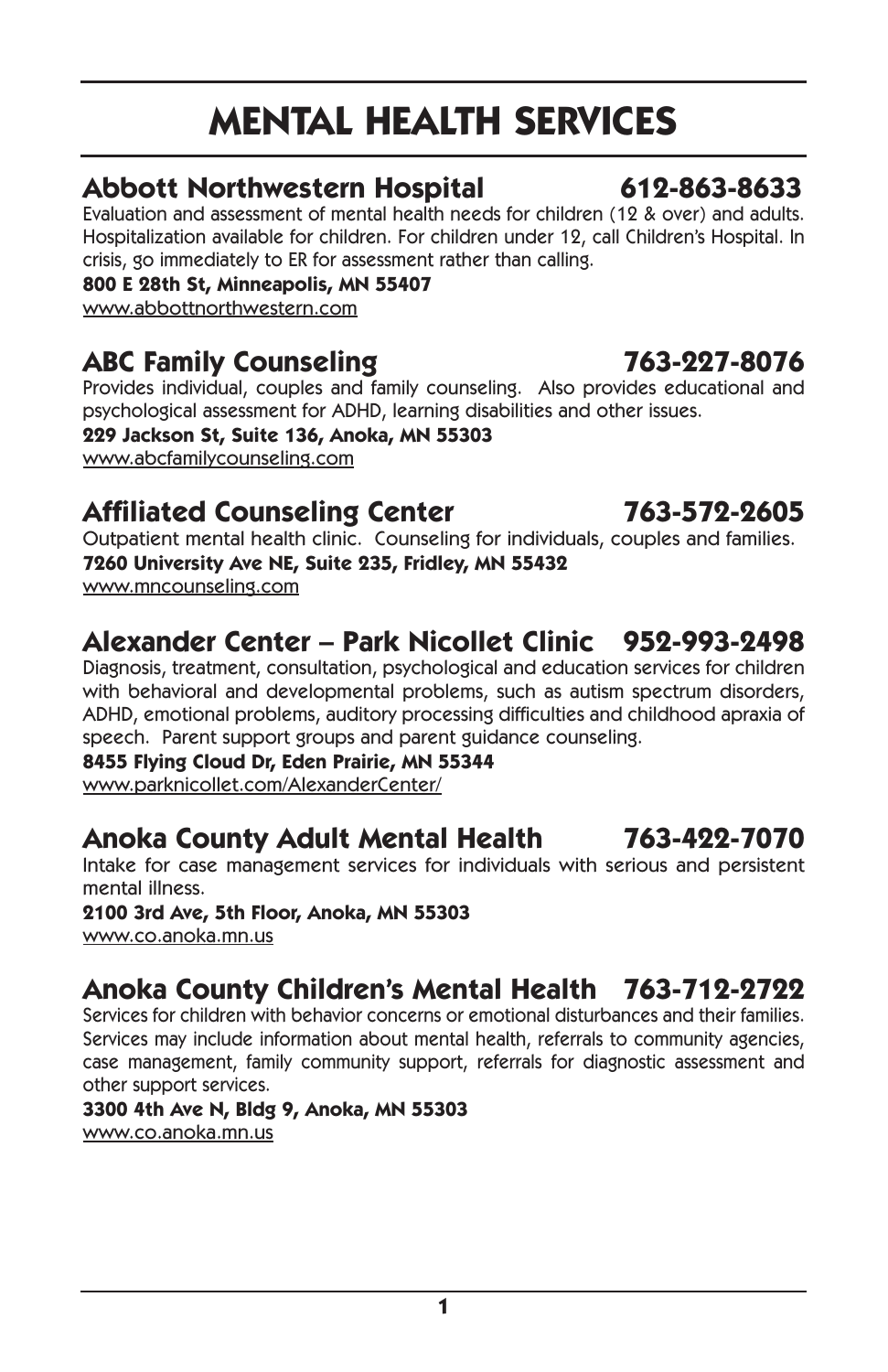# MENTAL HEALTH SERVICES

## Abbott Northwestern Hospital 612-863-8633

Evaluation and assessment of mental health needs for children (12 & over) and adults. Hospitalization available for children. For children under 12, call Children's Hospital. In crisis, go immediately to ER for assessment rather than calling.

**800 E 28th St, Minneapolis, MN 55407**

www.abbottnorthwestern.com

## ABC Family Counseling 763-227-8076

Provides individual, couples and family counseling. Also provides educational and psychological assessment for ADHD, learning disabilities and other issues.

**229 Jackson St, Suite 136, Anoka, MN 55303**

www.abcfamilycounseling.com

## Affiliated Counseling Center 763-572-2605

Outpatient mental health clinic. Counseling for individuals, couples and families.

**7260 University Ave NE, Suite 235, Fridley, MN 55432**

www.mncounseling.com

## Alexander Center – Park Nicollet Clinic 952-993-2498

Diagnosis, treatment, consultation, psychological and education services for children with behavioral and developmental problems, such as autism spectrum disorders, ADHD, emotional problems, auditory processing difficulties and childhood apraxia of speech. Parent support groups and parent guidance counseling.

**8455 Flying Cloud Dr, Eden Prairie, MN 55344**

www.parknicollet.com/AlexanderCenter/

## Anoka County Adult Mental Health 763-422-7070

Intake for case management services for individuals with serious and persistent mental illness.

**2100 3rd Ave, 5th Floor, Anoka, MN 55303**

www.co.anoka.mn.us

## Anoka County Children's Mental Health 763-712-2722

Services for children with behavior concerns or emotional disturbances and their families. Services may include information about mental health, referrals to community agencies, case management, family community support, referrals for diagnostic assessment and other support services.

**3300 4th Ave N, Bldg 9, Anoka, MN 55303**

www.co.anoka.mn.us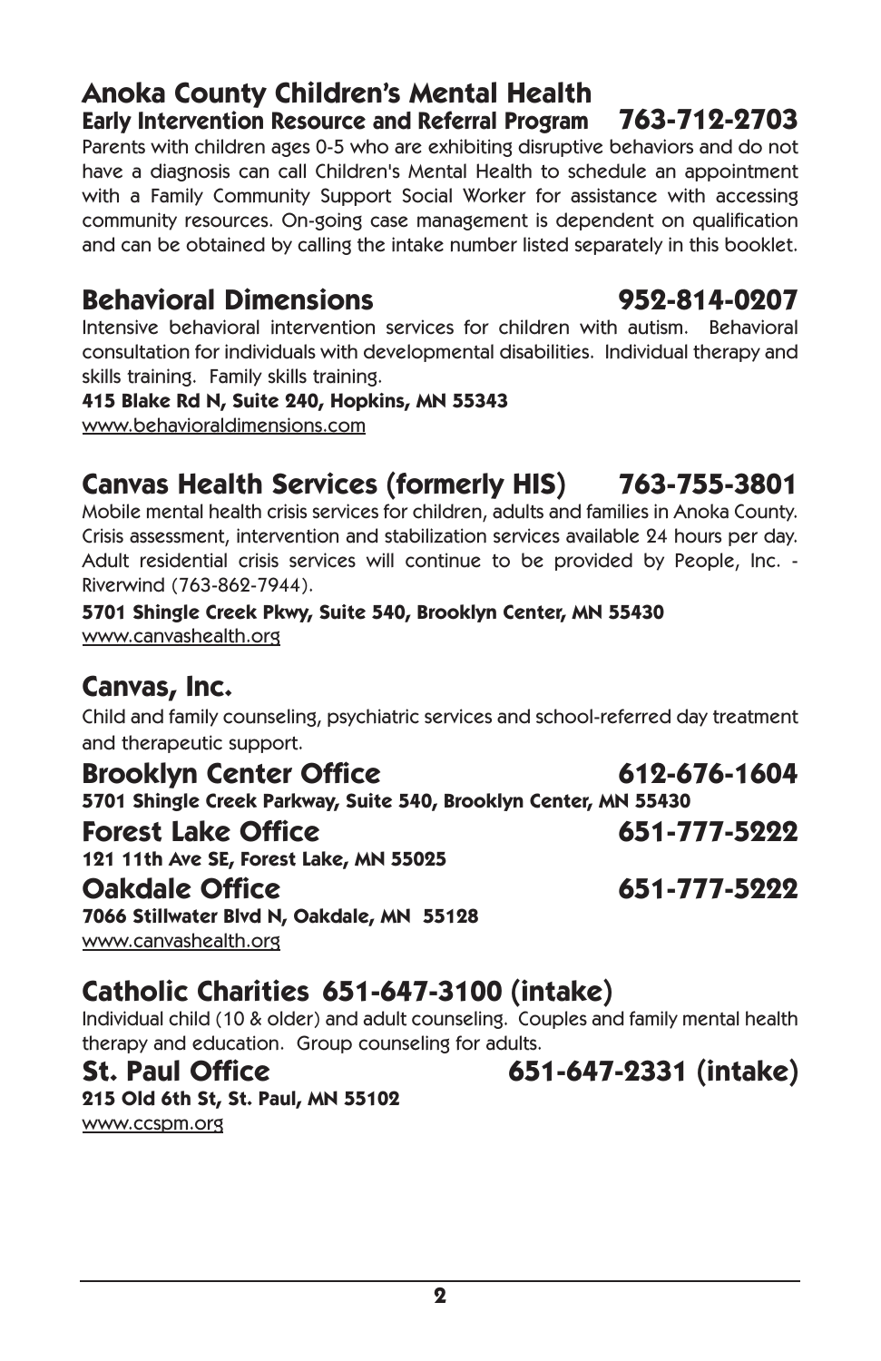## Anoka County Children's Mental Health

### Early Intervention Resource and Referral Program 763-712-2703

Parents with children ages 0-5 who are exhibiting disruptive behaviors and do not have a diagnosis can call Children's Mental Health to schedule an appointment with a Family Community Support Social Worker for assistance with accessing community resources. On-going case management is dependent on qualification and can be obtained by calling the intake number listed separately in this booklet.

## Behavioral Dimensions 952-814-0207

Intensive behavioral intervention services for children with autism. Behavioral consultation for individuals with developmental disabilities. Individual therapy and skills training. Family skills training.

**415 Blake Rd N, Suite 240, Hopkins, MN 55343**
www.behavioraldimensions.com

## Canvas Health Services (formerly HIS) 763-755-3801

Mobile mental health crisis services for children, adults and families in Anoka County. Crisis assessment, intervention and stabilization services available 24 hours per day. Adult residential crisis services will continue to be provided by People, Inc. - Riverwind (763-862-7944).

**5701 Shingle Creek Pkwy, Suite 540, Brooklyn Center, MN 55430**
www.canvashealth.org

## Canvas, Inc.

Child and family counseling, psychiatric services and school-referred day treatment and therapeutic support.

### Brooklyn Center Office 612-676-1604

**5701 Shingle Creek Parkway, Suite 540, Brooklyn Center, MN 55430**

### Forest Lake Office 651-777-5222

**121 11th Ave SE, Forest Lake, MN 55025**

### Oakdale Office 651-777-5222

**7066 Stillwater Blvd N, Oakdale, MN 55128**
www.canvashealth.org

## Catholic Charities 651-647-3100 (intake)

Individual child (10 & older) and adult counseling. Couples and family mental health therapy and education. Group counseling for adults.

### St. Paul Office 651-647-2331 (intake)

**215 Old 6th St, St. Paul, MN 55102**
www.ccspm.org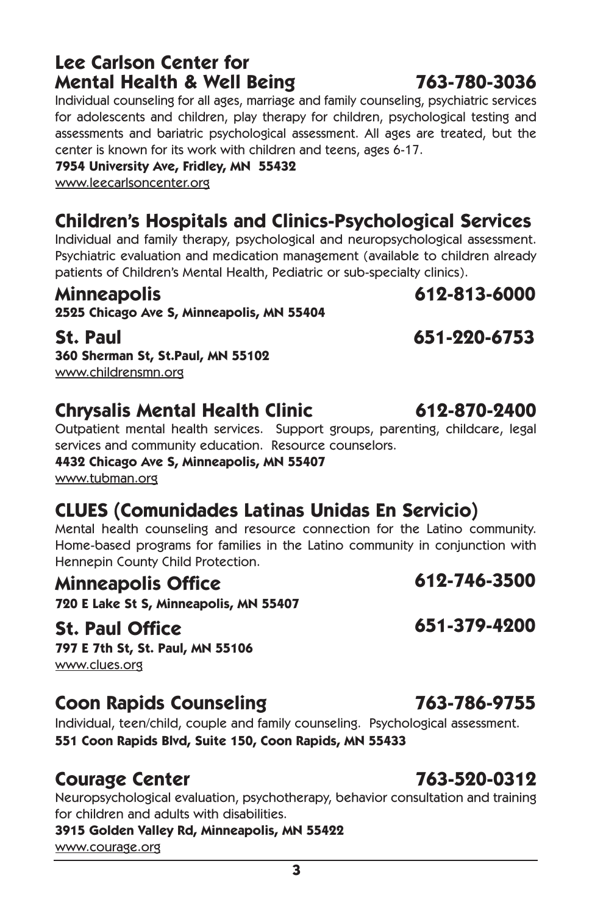## Lee Carlson Center for Mental Health & Well Being 763-780-3036

Individual counseling for all ages, marriage and family counseling, psychiatric services for adolescents and children, play therapy for children, psychological testing and assessments and bariatric psychological assessment. All ages are treated, but the center is known for its work with children and teens, ages 6-17.

**7954 University Ave, Fridley, MN 55432**

www.leecarlsoncenter.org

## Children's Hospitals and Clinics-Psychological Services

Individual and family therapy, psychological and neuropsychological assessment. Psychiatric evaluation and medication management (available to children already patients of Children's Mental Health, Pediatric or sub-specialty clinics).

### Minneapolis 612-813-6000

**2525 Chicago Ave S, Minneapolis, MN 55404**

### St. Paul 651-220-6753

**360 Sherman St, St.Paul, MN 55102**

www.childrensmn.org

## Chrysalis Mental Health Clinic 612-870-2400

Outpatient mental health services. Support groups, parenting, childcare, legal services and community education. Resource counselors.

**4432 Chicago Ave S, Minneapolis, MN 55407**

www.tubman.org

## CLUES (Comunidades Latinas Unidas En Servicio)

Mental health counseling and resource connection for the Latino community. Home-based programs for families in the Latino community in conjunction with Hennepin County Child Protection.

### Minneapolis Office 612-746-3500

**720 E Lake St S, Minneapolis, MN 55407**

### St. Paul Office 651-379-4200

**797 E 7th St, St. Paul, MN 55106**

www.clues.org

## Coon Rapids Counseling 763-786-9755

Individual, teen/child, couple and family counseling. Psychological assessment.

**551 Coon Rapids Blvd, Suite 150, Coon Rapids, MN 55433**

## Courage Center 763-520-0312

Neuropsychological evaluation, psychotherapy, behavior consultation and training for children and adults with disabilities.

**3915 Golden Valley Rd, Minneapolis, MN 55422**

www.courage.org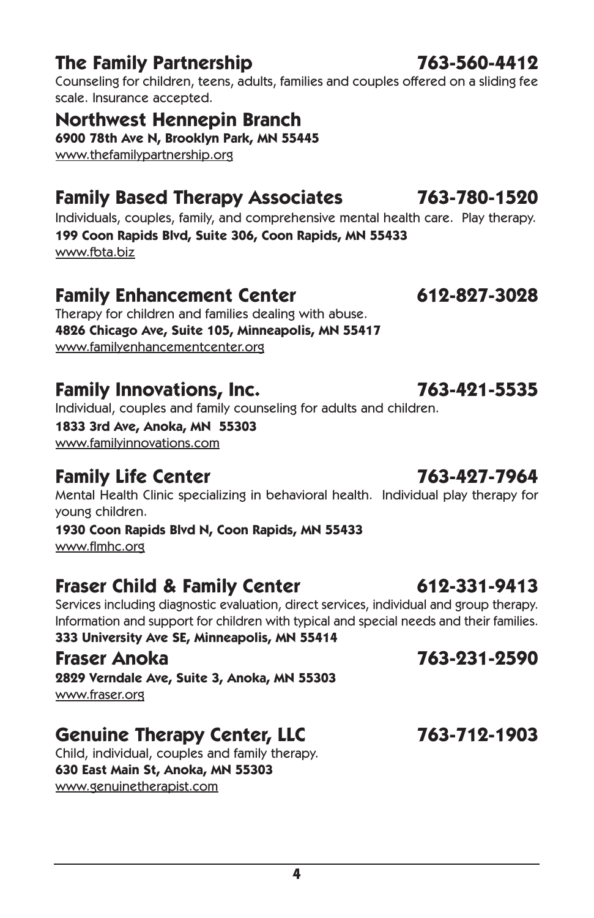## The Family Partnership 763-560-4412

Counseling for children, teens, adults, families and couples offered on a sliding fee scale. Insurance accepted.

## Northwest Hennepin Branch

**6900 78th Ave N, Brooklyn Park, MN 55445**
www.thefamilypartnership.org

## Family Based Therapy Associates 763-780-1520

Individuals, couples, family, and comprehensive mental health care. Play therapy.
**199 Coon Rapids Blvd, Suite 306, Coon Rapids, MN 55433**
www.fbta.biz

## Family Enhancement Center 612-827-3028

Therapy for children and families dealing with abuse.
**4826 Chicago Ave, Suite 105, Minneapolis, MN 55417**
www.familyenhancementcenter.org

## Family Innovations, Inc. 763-421-5535

Individual, couples and family counseling for adults and children.
**1833 3rd Ave, Anoka, MN 55303**
www.familyinnovations.com

## Family Life Center 763-427-7964

Mental Health Clinic specializing in behavioral health. Individual play therapy for young children.
**1930 Coon Rapids Blvd N, Coon Rapids, MN 55433**
www.flmhc.org

## Fraser Child & Family Center 612-331-9413

Services including diagnostic evaluation, direct services, individual and group therapy. Information and support for children with typical and special needs and their families.
**333 University Ave SE, Minneapolis, MN 55414**

## Fraser Anoka 763-231-2590

**2829 Verndale Ave, Suite 3, Anoka, MN 55303**
www.fraser.org

## Genuine Therapy Center, LLC 763-712-1903

Child, individual, couples and family therapy.
**630 East Main St, Anoka, MN 55303**
www.genuinetherapist.com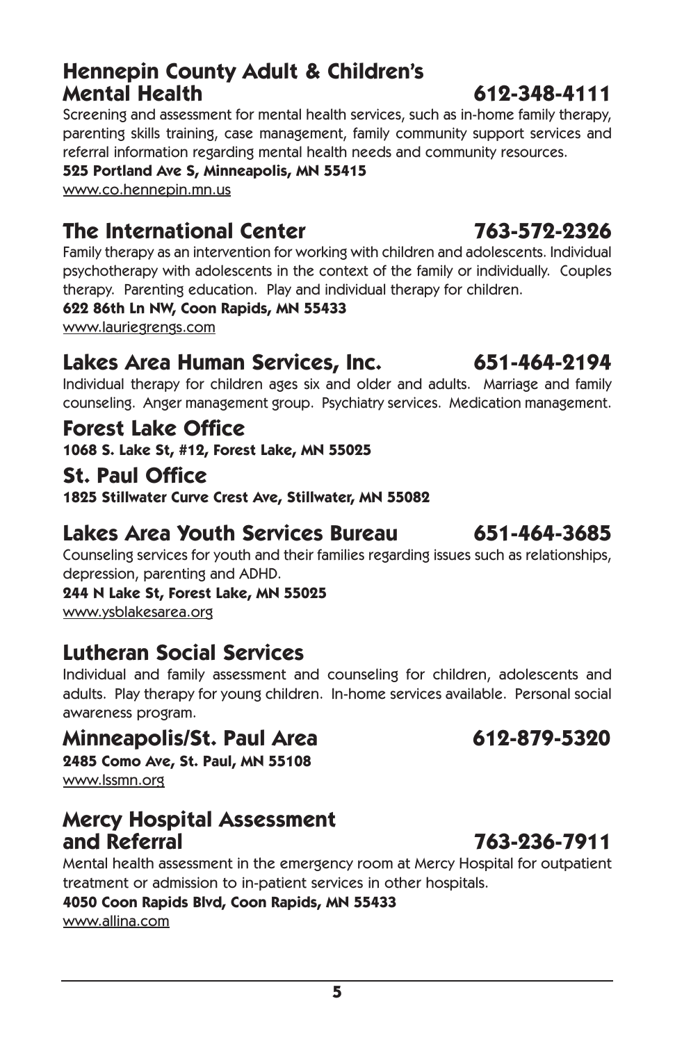## Hennepin County Adult & Children's Mental Health 612-348-4111

Screening and assessment for mental health services, such as in-home family therapy, parenting skills training, case management, family community support services and referral information regarding mental health needs and community resources.

**525 Portland Ave S, Minneapolis, MN 55415**

www.co.hennepin.mn.us

## The International Center 763-572-2326

Family therapy as an intervention for working with children and adolescents. Individual psychotherapy with adolescents in the context of the family or individually. Couples therapy. Parenting education. Play and individual therapy for children.

**622 86th Ln NW, Coon Rapids, MN 55433**

www.lauriegrengs.com

## Lakes Area Human Services, Inc. 651-464-2194

Individual therapy for children ages six and older and adults. Marriage and family counseling. Anger management group. Psychiatry services. Medication management.

### Forest Lake Office

**1068 S. Lake St, #12, Forest Lake, MN 55025**

### St. Paul Office

**1825 Stillwater Curve Crest Ave, Stillwater, MN 55082**

## Lakes Area Youth Services Bureau 651-464-3685

Counseling services for youth and their families regarding issues such as relationships, depression, parenting and ADHD.

**244 N Lake St, Forest Lake, MN 55025**

www.ysblakesarea.org

## Lutheran Social Services

Individual and family assessment and counseling for children, adolescents and adults. Play therapy for young children. In-home services available. Personal social awareness program.

### Minneapolis/St. Paul Area 612-879-5320

**2485 Como Ave, St. Paul, MN 55108**

www.lssmn.org

## Mercy Hospital Assessment and Referral 763-236-7911

Mental health assessment in the emergency room at Mercy Hospital for outpatient treatment or admission to in-patient services in other hospitals.

**4050 Coon Rapids Blvd, Coon Rapids, MN 55433**

www.allina.com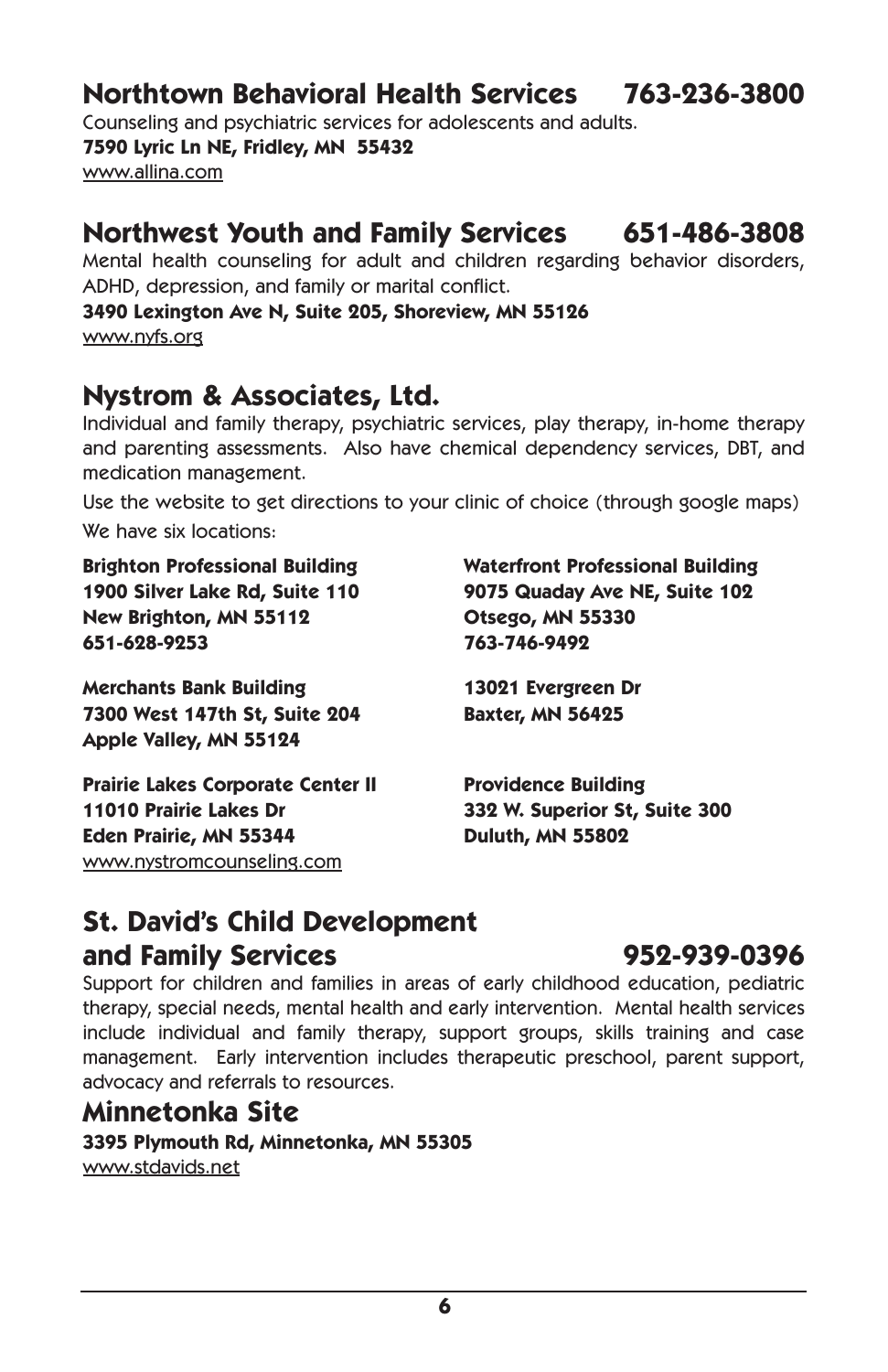## Northtown Behavioral Health Services 763-236-3800

Counseling and psychiatric services for adolescents and adults.

**7590 Lyric Ln NE, Fridley, MN 55432**

www.allina.com

## Northwest Youth and Family Services 651-486-3808

Mental health counseling for adult and children regarding behavior disorders, ADHD, depression, and family or marital conflict.

**3490 Lexington Ave N, Suite 205, Shoreview, MN 55126**

www.nyfs.org

## Nystrom & Associates, Ltd.

Individual and family therapy, psychiatric services, play therapy, in-home therapy and parenting assessments. Also have chemical dependency services, DBT, and medication management.

Use the website to get directions to your clinic of choice (through google maps)

We have six locations:

**Brighton Professional Building**
**1900 Silver Lake Rd, Suite 110**
**New Brighton, MN 55112**
**651-628-9253**

**Merchants Bank Building**
**7300 West 147th St, Suite 204**
**Apple Valley, MN 55124**

**Prairie Lakes Corporate Center II**
**11010 Prairie Lakes Dr**
**Eden Prairie, MN 55344**

**Waterfront Professional Building**
**9075 Quaday Ave NE, Suite 102**
**Otsego, MN 55330**
**763-746-9492**

**13021 Evergreen Dr**
**Baxter, MN 56425**

**Providence Building**
**332 W. Superior St, Suite 300**
**Duluth, MN 55802**

www.nystromcounseling.com

## St. David's Child Development and Family Services 952-939-0396

Support for children and families in areas of early childhood education, pediatric therapy, special needs, mental health and early intervention. Mental health services include individual and family therapy, support groups, skills training and case management. Early intervention includes therapeutic preschool, parent support, advocacy and referrals to resources.

## Minnetonka Site

**3395 Plymouth Rd, Minnetonka, MN 55305**

www.stdavids.net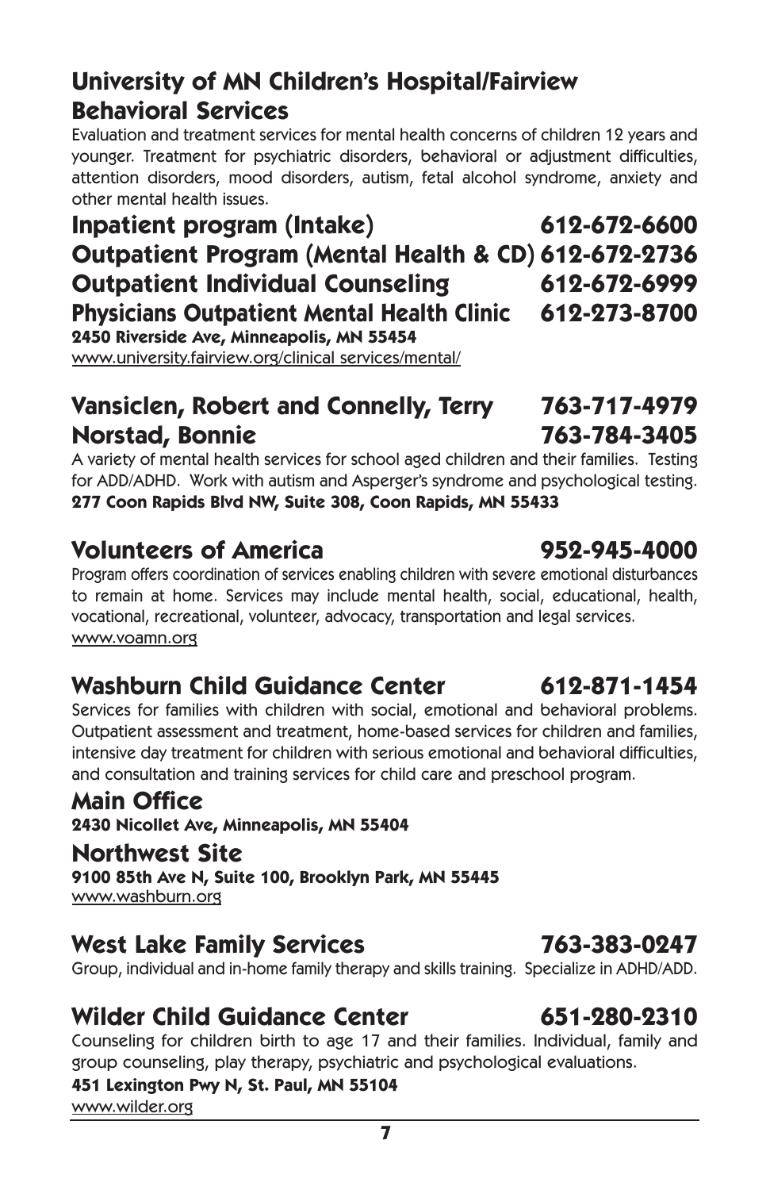## University of MN Children's Hospital/Fairview Behavioral Services

Evaluation and treatment services for mental health concerns of children 12 years and younger. Treatment for psychiatric disorders, behavioral or adjustment difficulties, attention disorders, mood disorders, autism, fetal alcohol syndrome, anxiety and other mental health issues.

### Inpatient program (Intake) 612-672-6600
### Outpatient Program (Mental Health & CD) 612-672-2736
### Outpatient Individual Counseling 612-672-6999
### Physicians Outpatient Mental Health Clinic 612-273-8700

**2450 Riverside Ave, Minneapolis, MN 55454**
www.university.fairview.org/clinical services/mental/

## Vansiclen, Robert and Connelly, Terry 763-717-4979
## Norstad, Bonnie 763-784-3405

A variety of mental health services for school aged children and their families. Testing for ADD/ADHD. Work with autism and Asperger's syndrome and psychological testing.
**277 Coon Rapids Blvd NW, Suite 308, Coon Rapids, MN 55433**

## Volunteers of America 952-945-4000

Program offers coordination of services enabling children with severe emotional disturbances to remain at home. Services may include mental health, social, educational, health, vocational, recreational, volunteer, advocacy, transportation and legal services.
www.voamn.org

## Washburn Child Guidance Center 612-871-1454

Services for families with children with social, emotional and behavioral problems. Outpatient assessment and treatment, home-based services for children and families, intensive day treatment for children with serious emotional and behavioral difficulties, and consultation and training services for child care and preschool program.

### Main Office
**2430 Nicollet Ave, Minneapolis, MN 55404**

### Northwest Site
**9100 85th Ave N, Suite 100, Brooklyn Park, MN 55445**
www.washburn.org

## West Lake Family Services 763-383-0247

Group, individual and in-home family therapy and skills training. Specialize in ADHD/ADD.

## Wilder Child Guidance Center 651-280-2310

Counseling for children birth to age 17 and their families. Individual, family and group counseling, play therapy, psychiatric and psychological evaluations.
**451 Lexington Pwy N, St. Paul, MN 55104**
www.wilder.org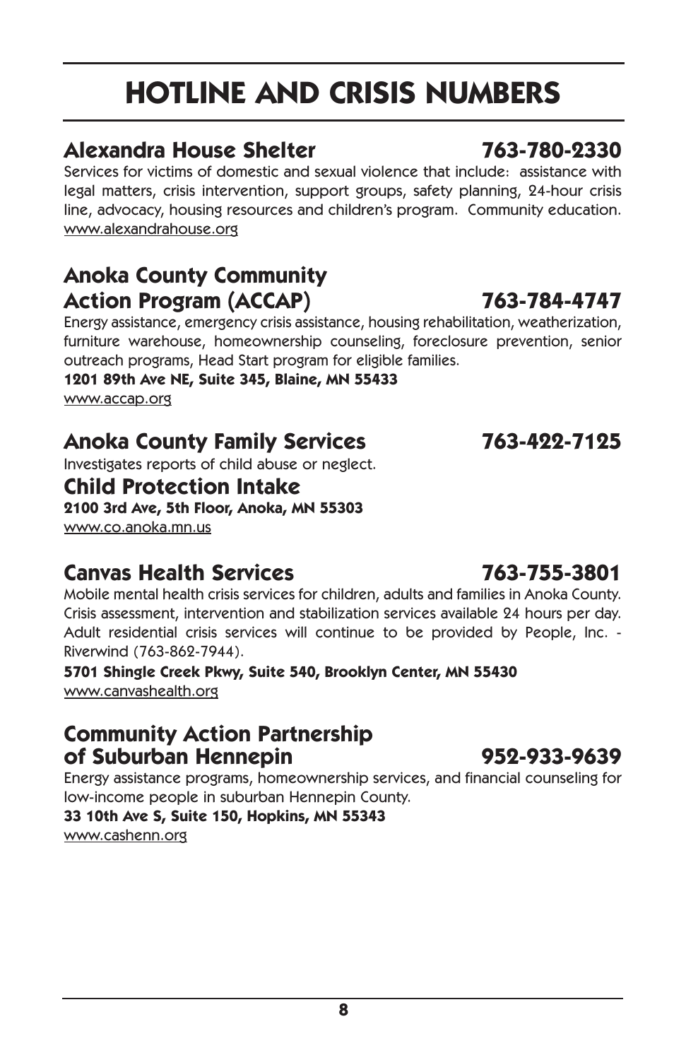# HOTLINE AND CRISIS NUMBERS

## Alexandra House Shelter 763-780-2330

Services for victims of domestic and sexual violence that include: assistance with legal matters, crisis intervention, support groups, safety planning, 24-hour crisis line, advocacy, housing resources and children's program. Community education.
www.alexandrahouse.org

## Anoka County Community Action Program (ACCAP) 763-784-4747

Energy assistance, emergency crisis assistance, housing rehabilitation, weatherization, furniture warehouse, homeownership counseling, foreclosure prevention, senior outreach programs, Head Start program for eligible families.
**1201 89th Ave NE, Suite 345, Blaine, MN 55433**
www.accap.org

## Anoka County Family Services 763-422-7125

Investigates reports of child abuse or neglect.

## Child Protection Intake

**2100 3rd Ave, 5th Floor, Anoka, MN 55303**
www.co.anoka.mn.us

## Canvas Health Services 763-755-3801

Mobile mental health crisis services for children, adults and families in Anoka County. Crisis assessment, intervention and stabilization services available 24 hours per day. Adult residential crisis services will continue to be provided by People, Inc. - Riverwind (763-862-7944).
**5701 Shingle Creek Pkwy, Suite 540, Brooklyn Center, MN 55430**
www.canvashealth.org

## Community Action Partnership of Suburban Hennepin 952-933-9639

Energy assistance programs, homeownership services, and financial counseling for low-income people in suburban Hennepin County.
**33 10th Ave S, Suite 150, Hopkins, MN 55343**
www.cashenn.org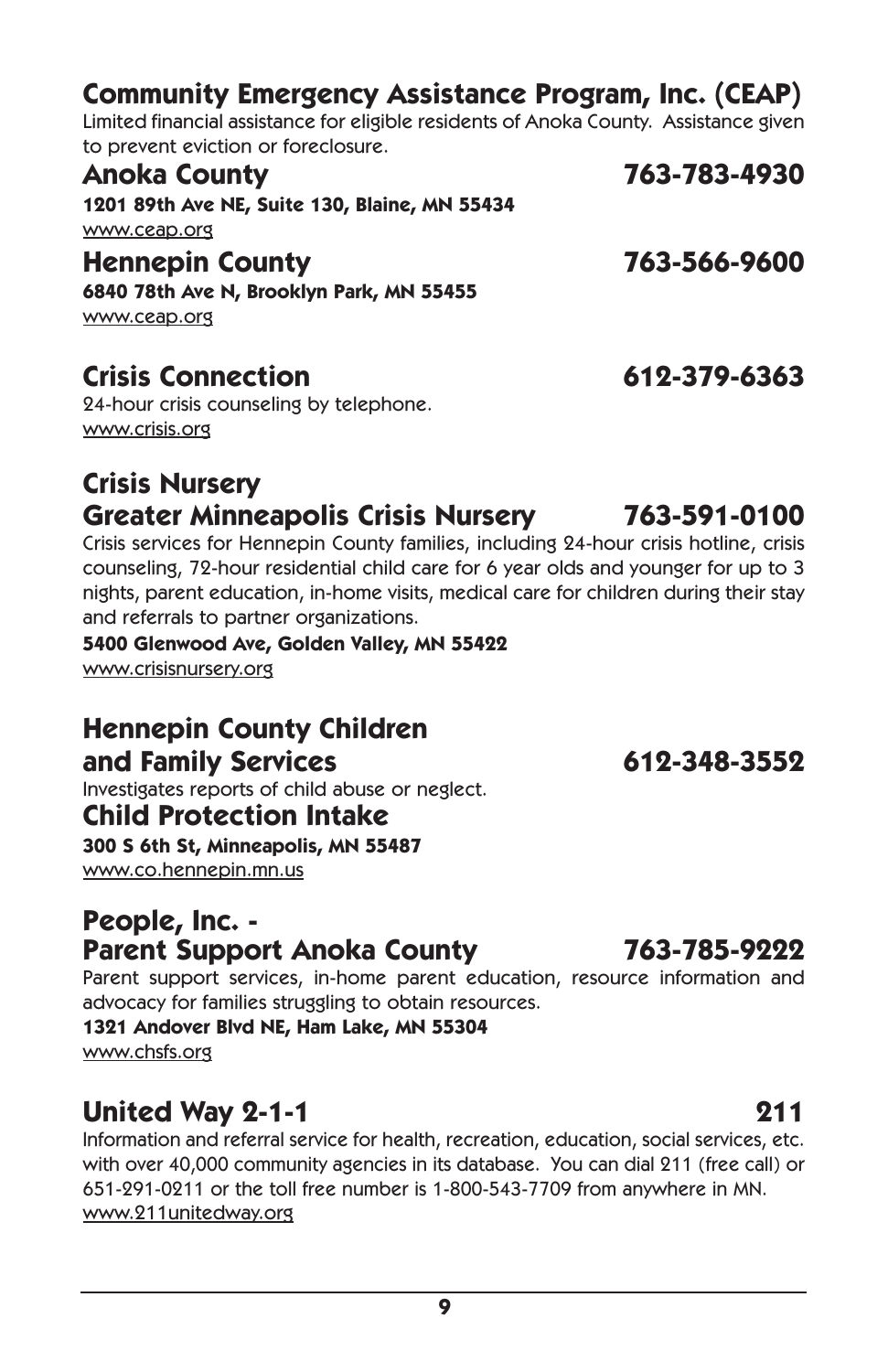## Community Emergency Assistance Program, Inc. (CEAP)

Limited financial assistance for eligible residents of Anoka County. Assistance given to prevent eviction or foreclosure.

### Anoka County — 763-783-4930

**1201 89th Ave NE, Suite 130, Blaine, MN 55434**
www.ceap.org

### Hennepin County — 763-566-9600

**6840 78th Ave N, Brooklyn Park, MN 55455**
www.ceap.org

## Crisis Connection — 612-379-6363

24-hour crisis counseling by telephone.
www.crisis.org

## Crisis Nursery
## Greater Minneapolis Crisis Nursery — 763-591-0100

Crisis services for Hennepin County families, including 24-hour crisis hotline, crisis counseling, 72-hour residential child care for 6 year olds and younger for up to 3 nights, parent education, in-home visits, medical care for children during their stay and referrals to partner organizations.

**5400 Glenwood Ave, Golden Valley, MN 55422**
www.crisisnursery.org

## Hennepin County Children and Family Services — 612-348-3552

Investigates reports of child abuse or neglect.

### Child Protection Intake

**300 S 6th St, Minneapolis, MN 55487**
www.co.hennepin.mn.us

## People, Inc. - Parent Support Anoka County — 763-785-9222

Parent support services, in-home parent education, resource information and advocacy for families struggling to obtain resources.

**1321 Andover Blvd NE, Ham Lake, MN 55304**
www.chsfs.org

## United Way 2-1-1 — 211

Information and referral service for health, recreation, education, social services, etc. with over 40,000 community agencies in its database. You can dial 211 (free call) or 651-291-0211 or the toll free number is 1-800-543-7709 from anywhere in MN.
www.211unitedway.org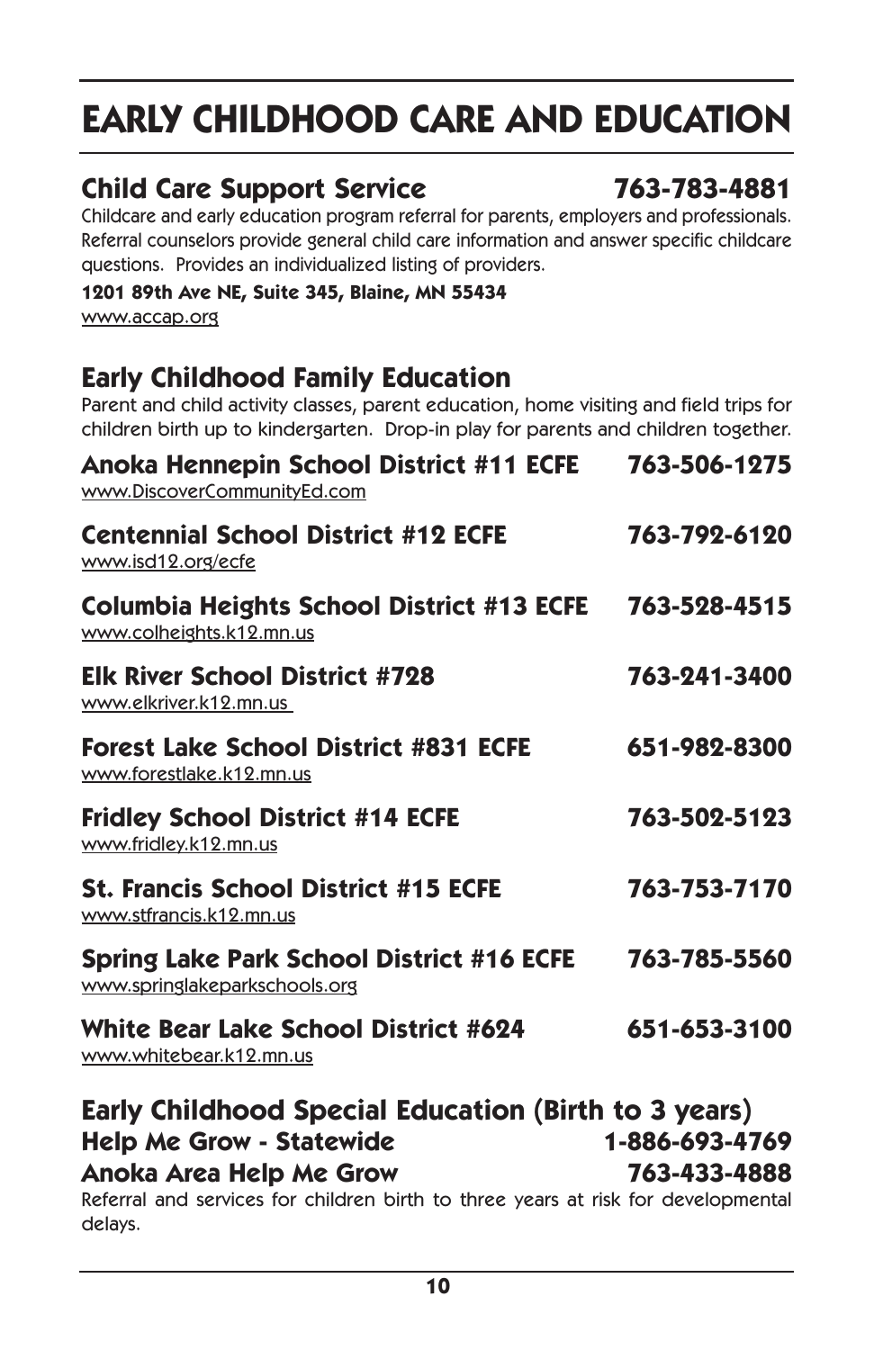# EARLY CHILDHOOD CARE AND EDUCATION

## Child Care Support Service 763-783-4881

Childcare and early education program referral for parents, employers and professionals. Referral counselors provide general child care information and answer specific childcare questions. Provides an individualized listing of providers.

**1201 89th Ave NE, Suite 345, Blaine, MN 55434**
www.accap.org

## Early Childhood Family Education

Parent and child activity classes, parent education, home visiting and field trips for children birth up to kindergarten. Drop-in play for parents and children together.

**Anoka Hennepin School District #11 ECFE 763-506-1275**
www.DiscoverCommunityEd.com

**Centennial School District #12 ECFE 763-792-6120**
www.isd12.org/ecfe

**Columbia Heights School District #13 ECFE 763-528-4515**
www.colheights.k12.mn.us

**Elk River School District #728 763-241-3400**
www.elkriver.k12.mn.us

**Forest Lake School District #831 ECFE 651-982-8300**
www.forestlake.k12.mn.us

**Fridley School District #14 ECFE 763-502-5123**
www.fridley.k12.mn.us

**St. Francis School District #15 ECFE 763-753-7170**
www.stfrancis.k12.mn.us

**Spring Lake Park School District #16 ECFE 763-785-5560**
www.springlakeparkschools.org

**White Bear Lake School District #624 651-653-3100**
www.whitebear.k12.mn.us

## Early Childhood Special Education (Birth to 3 years)

**Help Me Grow - Statewide 1-886-693-4769**

**Anoka Area Help Me Grow 763-433-4888**

Referral and services for children birth to three years at risk for developmental delays.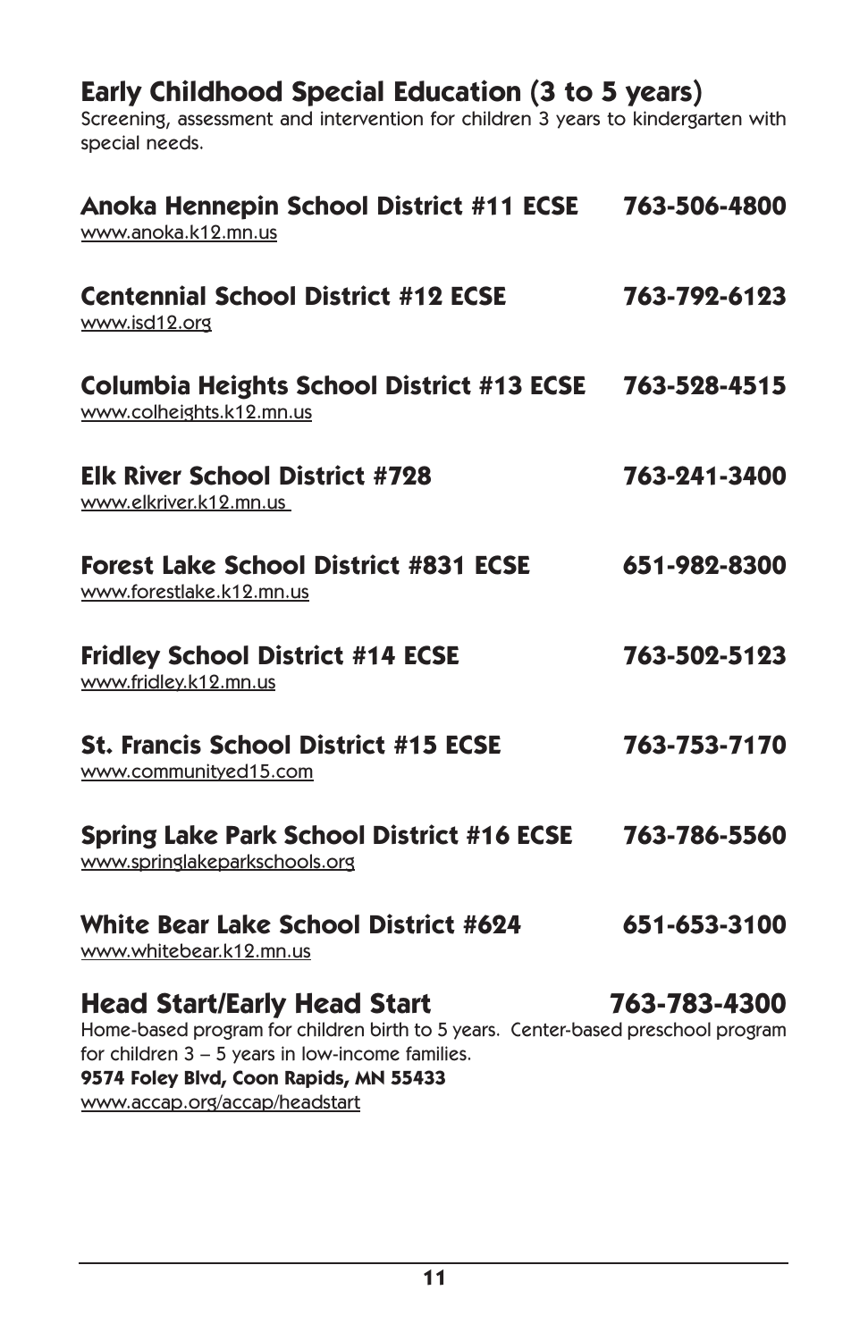## Early Childhood Special Education (3 to 5 years)

Screening, assessment and intervention for children 3 years to kindergarten with special needs.

**Anoka Hennepin School District #11 ECSE** **763-506-4800**
www.anoka.k12.mn.us

**Centennial School District #12 ECSE** **763-792-6123**
www.isd12.org

**Columbia Heights School District #13 ECSE** **763-528-4515**
www.colheights.k12.mn.us

**Elk River School District #728** **763-241-3400**
www.elkriver.k12.mn.us

**Forest Lake School District #831 ECSE** **651-982-8300**
www.forestlake.k12.mn.us

**Fridley School District #14 ECSE** **763-502-5123**
www.fridley.k12.mn.us

**St. Francis School District #15 ECSE** **763-753-7170**
www.communityed15.com

**Spring Lake Park School District #16 ECSE** **763-786-5560**
www.springlakeparkschools.org

**White Bear Lake School District #624** **651-653-3100**
www.whitebear.k12.mn.us

## Head Start/Early Head Start 763-783-4300

Home-based program for children birth to 5 years. Center-based preschool program for children 3 – 5 years in low-income families.
**9574 Foley Blvd, Coon Rapids, MN 55433**
www.accap.org/accap/headstart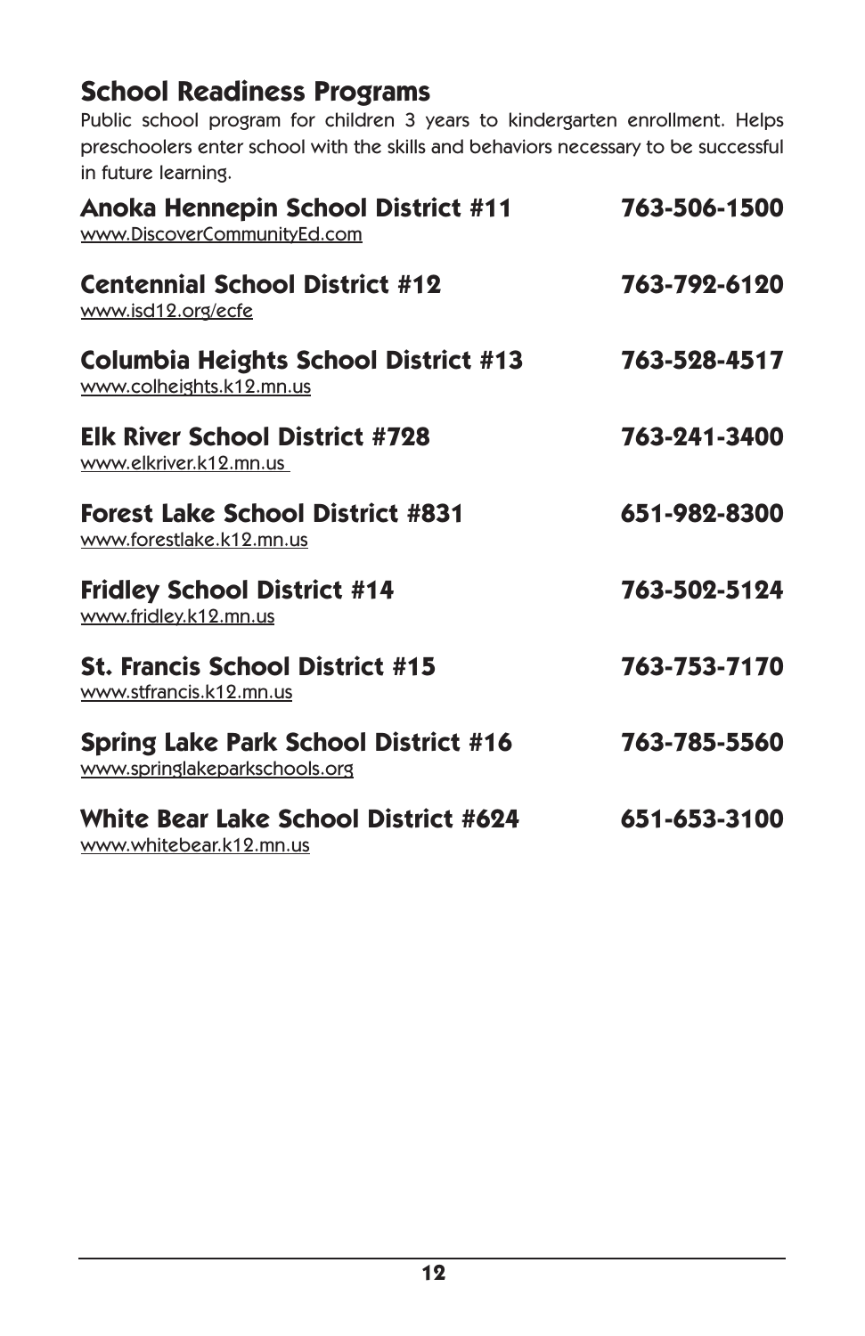## School Readiness Programs

Public school program for children 3 years to kindergarten enrollment. Helps preschoolers enter school with the skills and behaviors necessary to be successful in future learning.

**Anoka Hennepin School District #11** **763-506-1500**
www.DiscoverCommunityEd.com

**Centennial School District #12** **763-792-6120**
www.isd12.org/ecfe

**Columbia Heights School District #13** **763-528-4517**
www.colheights.k12.mn.us

**Elk River School District #728** **763-241-3400**
www.elkriver.k12.mn.us

**Forest Lake School District #831** **651-982-8300**
www.forestlake.k12.mn.us

**Fridley School District #14** **763-502-5124**
www.fridley.k12.mn.us

**St. Francis School District #15** **763-753-7170**
www.stfrancis.k12.mn.us

**Spring Lake Park School District #16** **763-785-5560**
www.springlakeparkschools.org

**White Bear Lake School District #624** **651-653-3100**
www.whitebear.k12.mn.us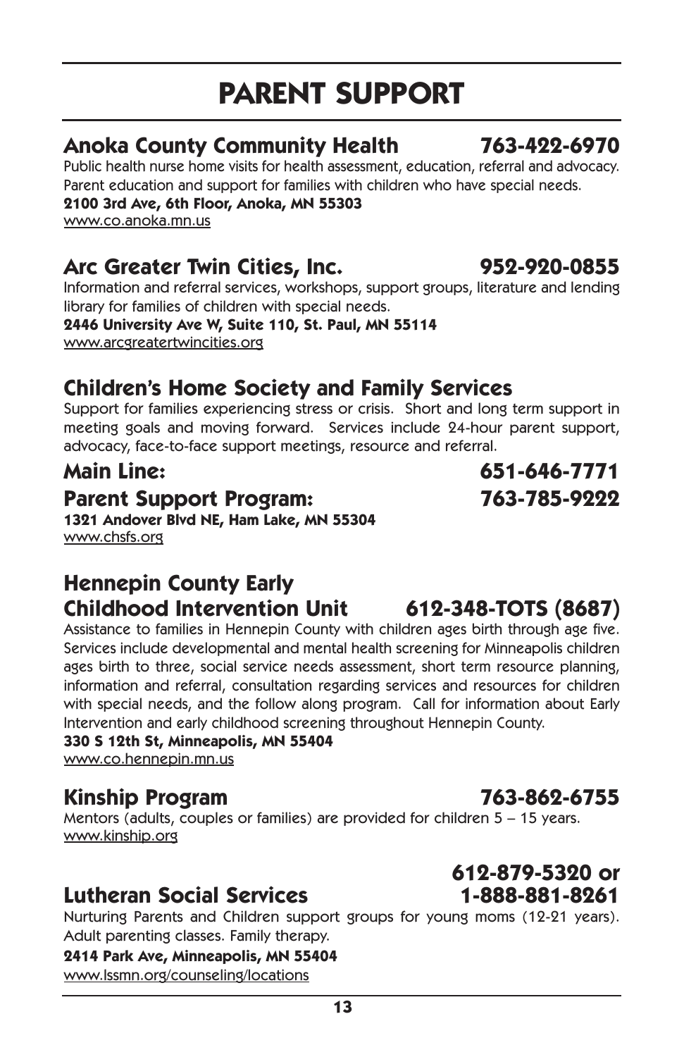# PARENT SUPPORT

## Anoka County Community Health 763-422-6970

Public health nurse home visits for health assessment, education, referral and advocacy. Parent education and support for families with children who have special needs.

**2100 3rd Ave, 6th Floor, Anoka, MN 55303**

www.co.anoka.mn.us

## Arc Greater Twin Cities, Inc. 952-920-0855

Information and referral services, workshops, support groups, literature and lending library for families of children with special needs.

**2446 University Ave W, Suite 110, St. Paul, MN 55114**

www.arcgreatertwincities.org

## Children's Home Society and Family Services

Support for families experiencing stress or crisis. Short and long term support in meeting goals and moving forward. Services include 24-hour parent support, advocacy, face-to-face support meetings, resource and referral.

## Main Line: 651-646-7771

## Parent Support Program: 763-785-9222

**1321 Andover Blvd NE, Ham Lake, MN 55304**

www.chsfs.org

## Hennepin County Early Childhood Intervention Unit 612-348-TOTS (8687)

Assistance to families in Hennepin County with children ages birth through age five. Services include developmental and mental health screening for Minneapolis children ages birth to three, social service needs assessment, short term resource planning, information and referral, consultation regarding services and resources for children with special needs, and the follow along program. Call for information about Early Intervention and early childhood screening throughout Hennepin County.

**330 S 12th St, Minneapolis, MN 55404**

www.co.hennepin.mn.us

## Kinship Program 763-862-6755

Mentors (adults, couples or families) are provided for children 5 – 15 years.

www.kinship.org

## Lutheran Social Services 612-879-5320 or 1-888-881-8261

Nurturing Parents and Children support groups for young moms (12-21 years). Adult parenting classes. Family therapy.

**2414 Park Ave, Minneapolis, MN 55404**

www.lssmn.org/counseling/locations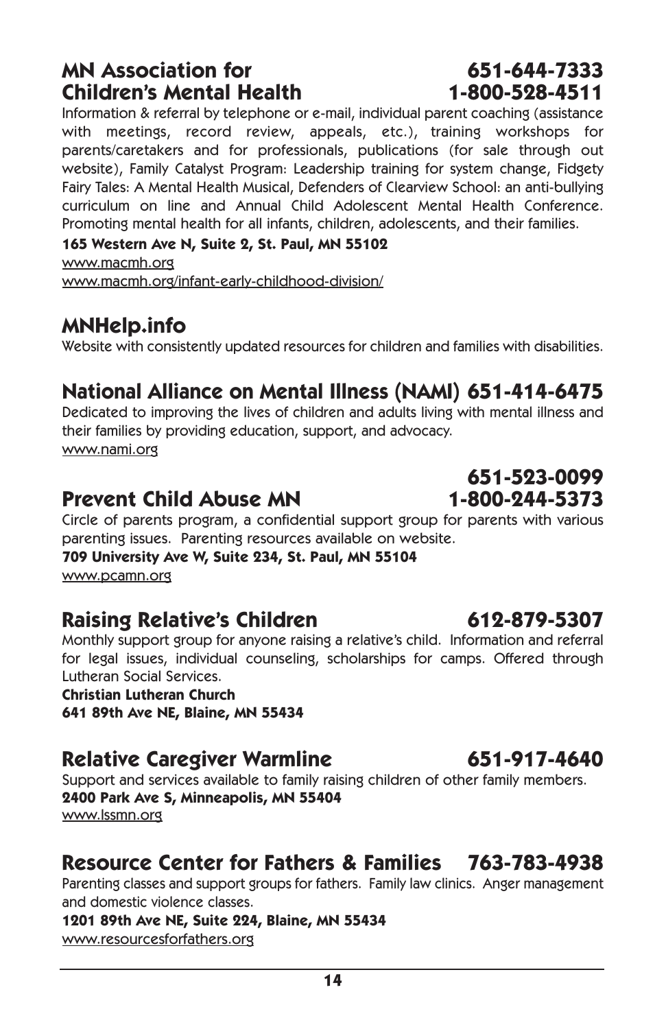## MN Association for Children's Mental Health 651-644-7333 1-800-528-4511

Information & referral by telephone or e-mail, individual parent coaching (assistance with meetings, record review, appeals, etc.), training workshops for parents/caretakers and for professionals, publications (for sale through out website), Family Catalyst Program: Leadership training for system change, Fidgety Fairy Tales: A Mental Health Musical, Defenders of Clearview School: an anti-bullying curriculum on line and Annual Child Adolescent Mental Health Conference. Promoting mental health for all infants, children, adolescents, and their families.

**165 Western Ave N, Suite 2, St. Paul, MN 55102**

www.macmh.org

www.macmh.org/infant-early-childhood-division/

## MNHelp.info

Website with consistently updated resources for children and families with disabilities.

## National Alliance on Mental Illness (NAMI) 651-414-6475

Dedicated to improving the lives of children and adults living with mental illness and their families by providing education, support, and advocacy.

www.nami.org

## Prevent Child Abuse MN 651-523-0099 1-800-244-5373

Circle of parents program, a confidential support group for parents with various parenting issues. Parenting resources available on website.

**709 University Ave W, Suite 234, St. Paul, MN 55104**

www.pcamn.org

## Raising Relative's Children 612-879-5307

Monthly support group for anyone raising a relative's child. Information and referral for legal issues, individual counseling, scholarships for camps. Offered through Lutheran Social Services.

**Christian Lutheran Church**
**641 89th Ave NE, Blaine, MN 55434**

## Relative Caregiver Warmline 651-917-4640

Support and services available to family raising children of other family members.

**2400 Park Ave S, Minneapolis, MN 55404**

www.lssmn.org

## Resource Center for Fathers & Families 763-783-4938

Parenting classes and support groups for fathers. Family law clinics. Anger management and domestic violence classes.

**1201 89th Ave NE, Suite 224, Blaine, MN 55434**

www.resourcesforfathers.org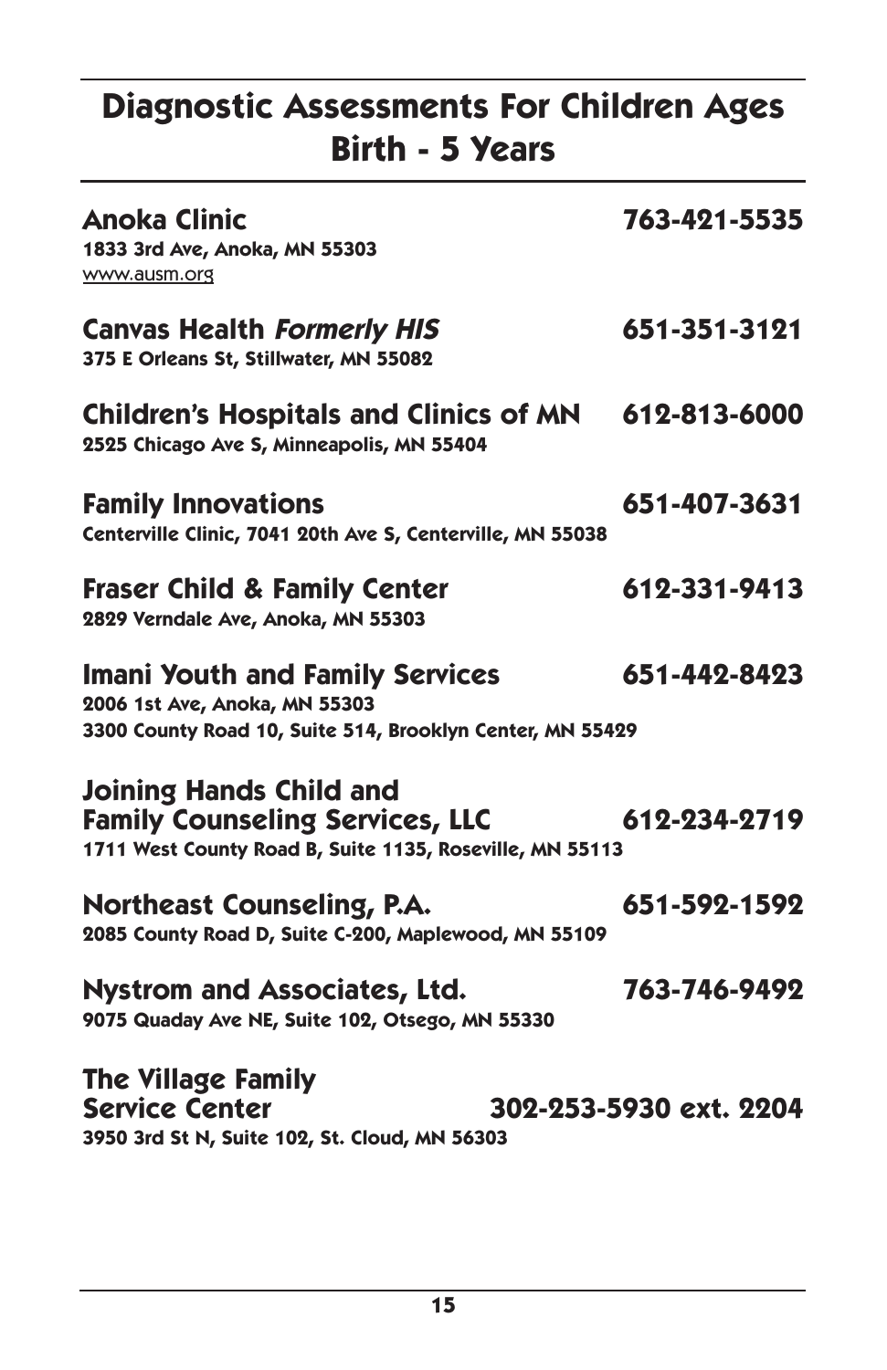# Diagnostic Assessments For Children Ages Birth - 5 Years

**Anoka Clinic** **763-421-5535**
**1833 3rd Ave, Anoka, MN 55303**
www.ausm.org

**Canvas Health *Formerly HIS*** **651-351-3121**
**375 E Orleans St, Stillwater, MN 55082**

**Children's Hospitals and Clinics of MN** **612-813-6000**
**2525 Chicago Ave S, Minneapolis, MN 55404**

**Family Innovations** **651-407-3631**
**Centerville Clinic, 7041 20th Ave S, Centerville, MN 55038**

**Fraser Child & Family Center** **612-331-9413**
**2829 Verndale Ave, Anoka, MN 55303**

**Imani Youth and Family Services** **651-442-8423**
**2006 1st Ave, Anoka, MN 55303**
**3300 County Road 10, Suite 514, Brooklyn Center, MN 55429**

**Joining Hands Child and Family Counseling Services, LLC** **612-234-2719**
**1711 West County Road B, Suite 1135, Roseville, MN 55113**

**Northeast Counseling, P.A.** **651-592-1592**
**2085 County Road D, Suite C-200, Maplewood, MN 55109**

**Nystrom and Associates, Ltd.** **763-746-9492**
**9075 Quaday Ave NE, Suite 102, Otsego, MN 55330**

**The Village Family Service Center** **302-253-5930 ext. 2204**
**3950 3rd St N, Suite 102, St. Cloud, MN 56303**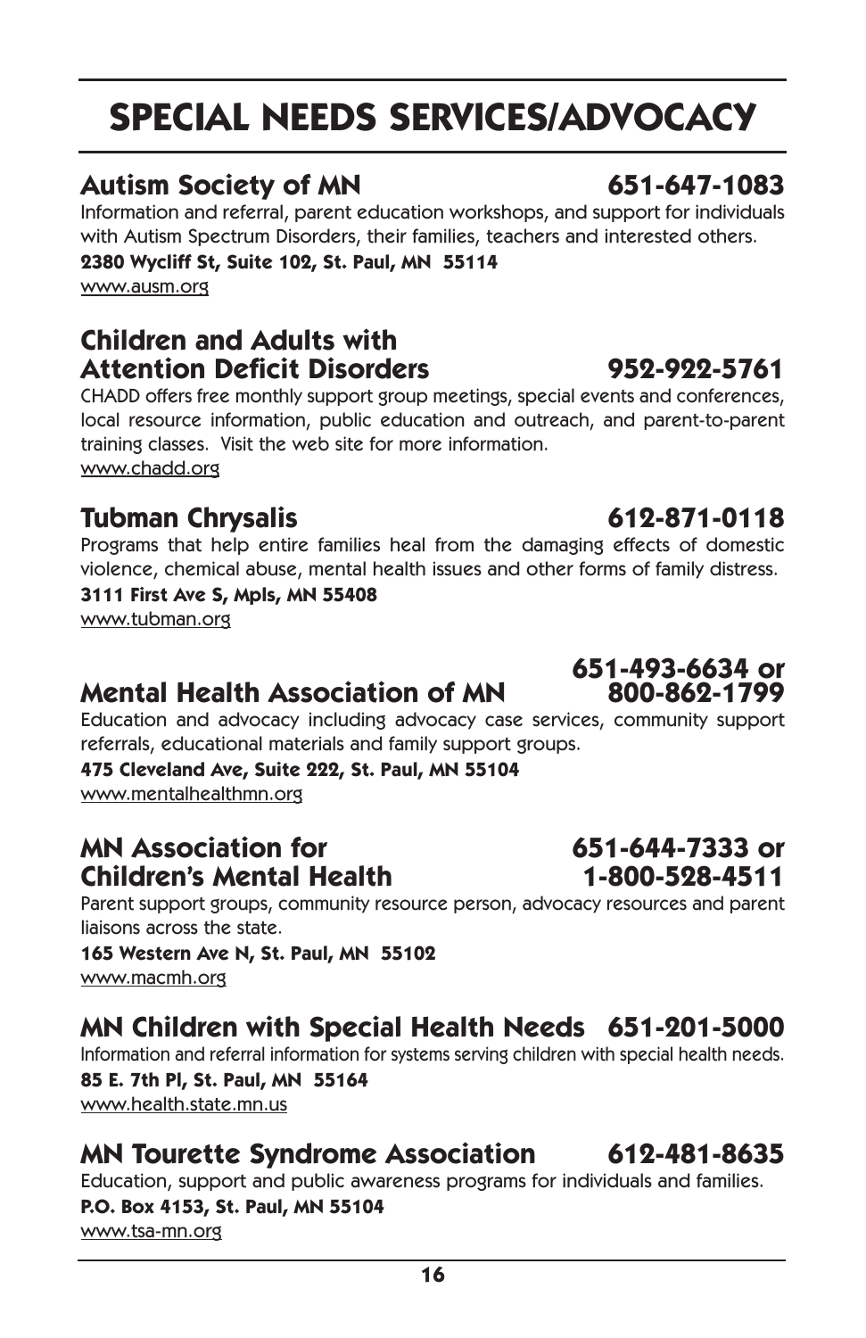# SPECIAL NEEDS SERVICES/ADVOCACY

## Autism Society of MN 651-647-1083

Information and referral, parent education workshops, and support for individuals with Autism Spectrum Disorders, their families, teachers and interested others.

**2380 Wycliff St, Suite 102, St. Paul, MN 55114**

www.ausm.org

## Children and Adults with Attention Deficit Disorders 952-922-5761

CHADD offers free monthly support group meetings, special events and conferences, local resource information, public education and outreach, and parent-to-parent training classes. Visit the web site for more information.

www.chadd.org

## Tubman Chrysalis 612-871-0118

Programs that help entire families heal from the damaging effects of domestic violence, chemical abuse, mental health issues and other forms of family distress.

**3111 First Ave S, Mpls, MN 55408**

www.tubman.org

## Mental Health Association of MN 651-493-6634 or 800-862-1799

Education and advocacy including advocacy case services, community support referrals, educational materials and family support groups.

**475 Cleveland Ave, Suite 222, St. Paul, MN 55104**

www.mentalhealthmn.org

## MN Association for Children's Mental Health 651-644-7333 or 1-800-528-4511

Parent support groups, community resource person, advocacy resources and parent liaisons across the state.

**165 Western Ave N, St. Paul, MN 55102**

www.macmh.org

## MN Children with Special Health Needs 651-201-5000

Information and referral information for systems serving children with special health needs.

**85 E. 7th Pl, St. Paul, MN 55164**

www.health.state.mn.us

## MN Tourette Syndrome Association 612-481-8635

Education, support and public awareness programs for individuals and families.

**P.O. Box 4153, St. Paul, MN 55104**

www.tsa-mn.org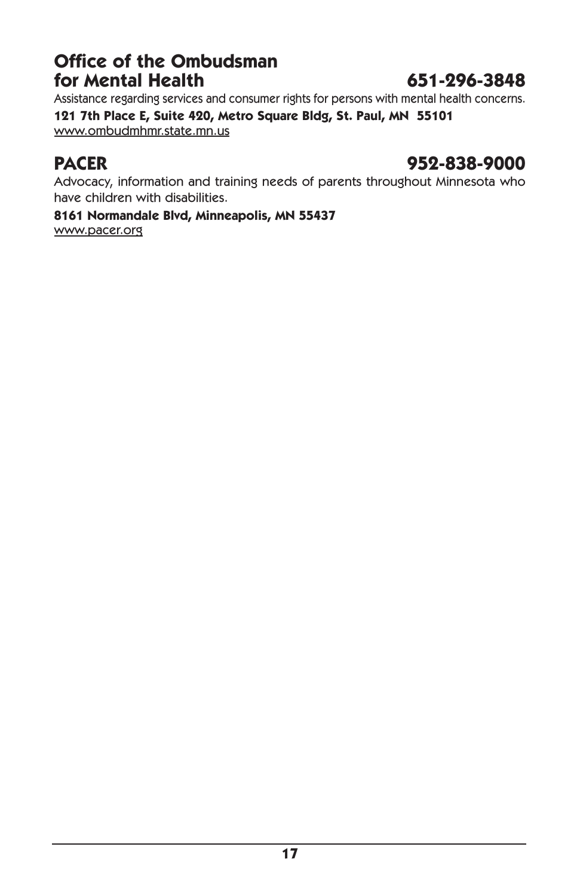## Office of the Ombudsman for Mental Health 651-296-3848

Assistance regarding services and consumer rights for persons with mental health concerns.

**121 7th Place E, Suite 420, Metro Square Bldg, St. Paul, MN 55101**

www.ombudmhmr.state.mn.us

## PACER 952-838-9000

Advocacy, information and training needs of parents throughout Minnesota who have children with disabilities.

**8161 Normandale Blvd, Minneapolis, MN 55437**

www.pacer.org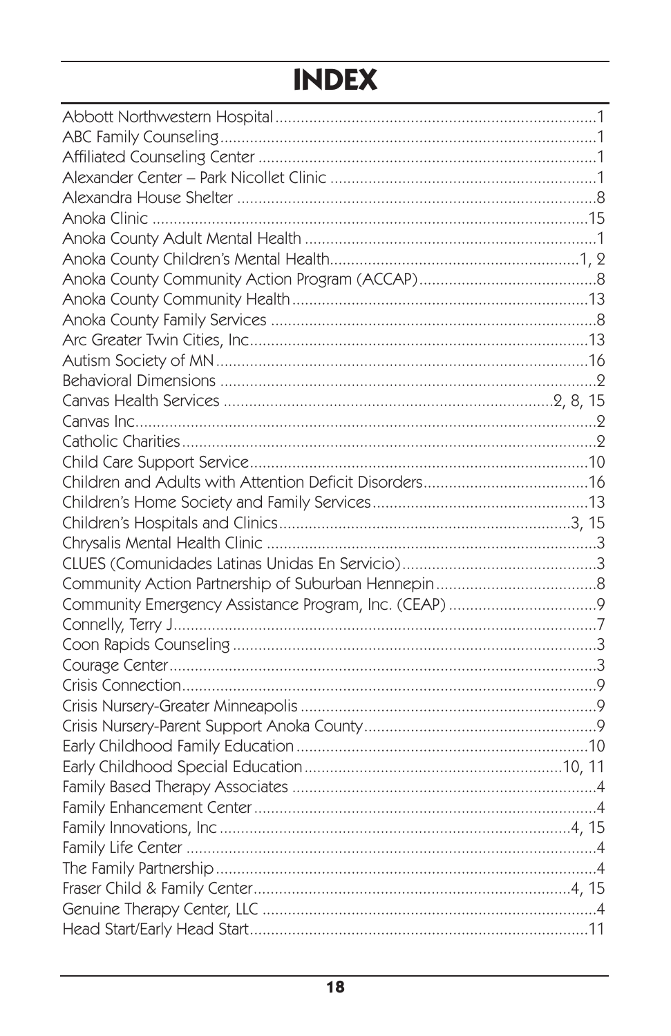# INDEX

Abbott Northwestern Hospital ........................................................................1
ABC Family Counseling.................................................................................1
Affiliated Counseling Center ..........................................................................1
Alexander Center – Park Nicollet Clinic ..........................................................1
Alexandra House Shelter ...............................................................................8
Anoka Clinic ..............................................................................................15
Anoka County Adult Mental Health .................................................................1
Anoka County Children's Mental Health...................................................1, 2
Anoka County Community Action Program (ACCAP) .....................................8
Anoka County Community Health ................................................................13
Anoka County Family Services .......................................................................8
Arc Greater Twin Cities, Inc..........................................................................13
Autism Society of MN..................................................................................16
Behavioral Dimensions ..................................................................................2
Canvas Health Services .....................................................................2, 8, 15
Canvas Inc....................................................................................................2
Catholic Charities ..........................................................................................2
Child Care Support Service..........................................................................10
Children and Adults with Attention Deficit Disorders.....................................16
Children's Home Society and Family Services...............................................13
Children's Hospitals and Clinics ..............................................................3, 15
Chrysalis Mental Health Clinic .......................................................................3
CLUES (Comunidades Latinas Unidas En Servicio)..........................................3
Community Action Partnership of Suburban Hennepin ....................................8
Community Emergency Assistance Program, Inc. (CEAP) ................................9
Connelly, Terry J............................................................................................7
Coon Rapids Counseling ................................................................................3
Courage Center..............................................................................................3
Crisis Connection...........................................................................................9
Crisis Nursery-Greater Minneapolis ................................................................9
Crisis Nursery-Parent Support Anoka County...................................................9
Early Childhood Family Education ................................................................10
Early Childhood Special Education ...........................................................10, 11
Family Based Therapy Associates ...................................................................4
Family Enhancement Center...........................................................................4
Family Innovations, Inc ............................................................................4, 15
Family Life Center ..........................................................................................4
The Family Partnership...................................................................................4
Fraser Child & Family Center....................................................................4, 15
Genuine Therapy Center, LLC ........................................................................4
Head Start/Early Head Start..........................................................................11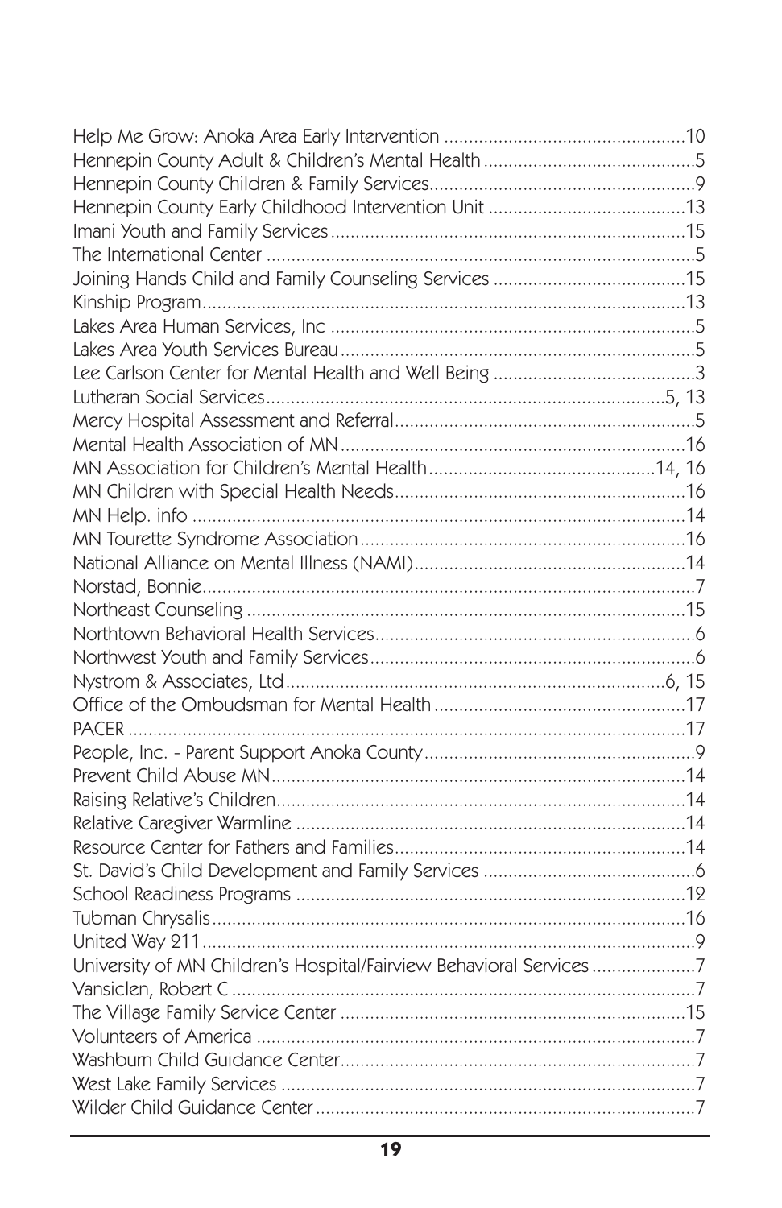Help Me Grow: Anoka Area Early Intervention ................................................10
Hennepin County Adult & Children's Mental Health ..........................................5
Hennepin County Children & Family Services......................................................9
Hennepin County Early Childhood Intervention Unit .......................................13
Imani Youth and Family Services........................................................................15
The International Center .......................................................................................5
Joining Hands Child and Family Counseling Services .......................................15
Kinship Program.....................................................................................................13
Lakes Area Human Services, Inc ..........................................................................5
Lakes Area Youth Services Bureau........................................................................5
Lee Carlson Center for Mental Health and Well Being ..........................................3
Lutheran Social Services................................................................................5, 13
Mercy Hospital Assessment and Referral.............................................................5
Mental Health Association of MN.......................................................................16
MN Association for Children's Mental Health..............................................14, 16
MN Children with Special Health Needs.............................................................16
MN Help. info .........................................................................................................14
MN Tourette Syndrome Association...................................................................16
National Alliance on Mental Illness (NAMI).......................................................14
Norstad, Bonnie.........................................................................................................7
Northeast Counseling ..........................................................................................15
Northtown Behavioral Health Services.................................................................6
Northwest Youth and Family Services..................................................................6
Nystrom & Associates, Ltd................................................................................6, 15
Office of the Ombudsman for Mental Health .....................................................17
PACER .......................................................................................................................17
People, Inc. - Parent Support Anoka County........................................................9
Prevent Child Abuse MN........................................................................................14
Raising Relative's Children....................................................................................14
Relative Caregiver Warmline ................................................................................14
Resource Center for Fathers and Families..........................................................14
St. David's Child Development and Family Services ...........................................6
School Readiness Programs .................................................................................12
Tubman Chrysalis....................................................................................................16
United Way 211.........................................................................................................9
University of MN Children's Hospital/Fairview Behavioral Services .....................7
Vansiclen, Robert C ...................................................................................................7
The Village Family Service Center .......................................................................15
Volunteers of America ..............................................................................................7
Washburn Child Guidance Center..........................................................................7
West Lake Family Services .......................................................................................7
Wilder Child Guidance Center.................................................................................7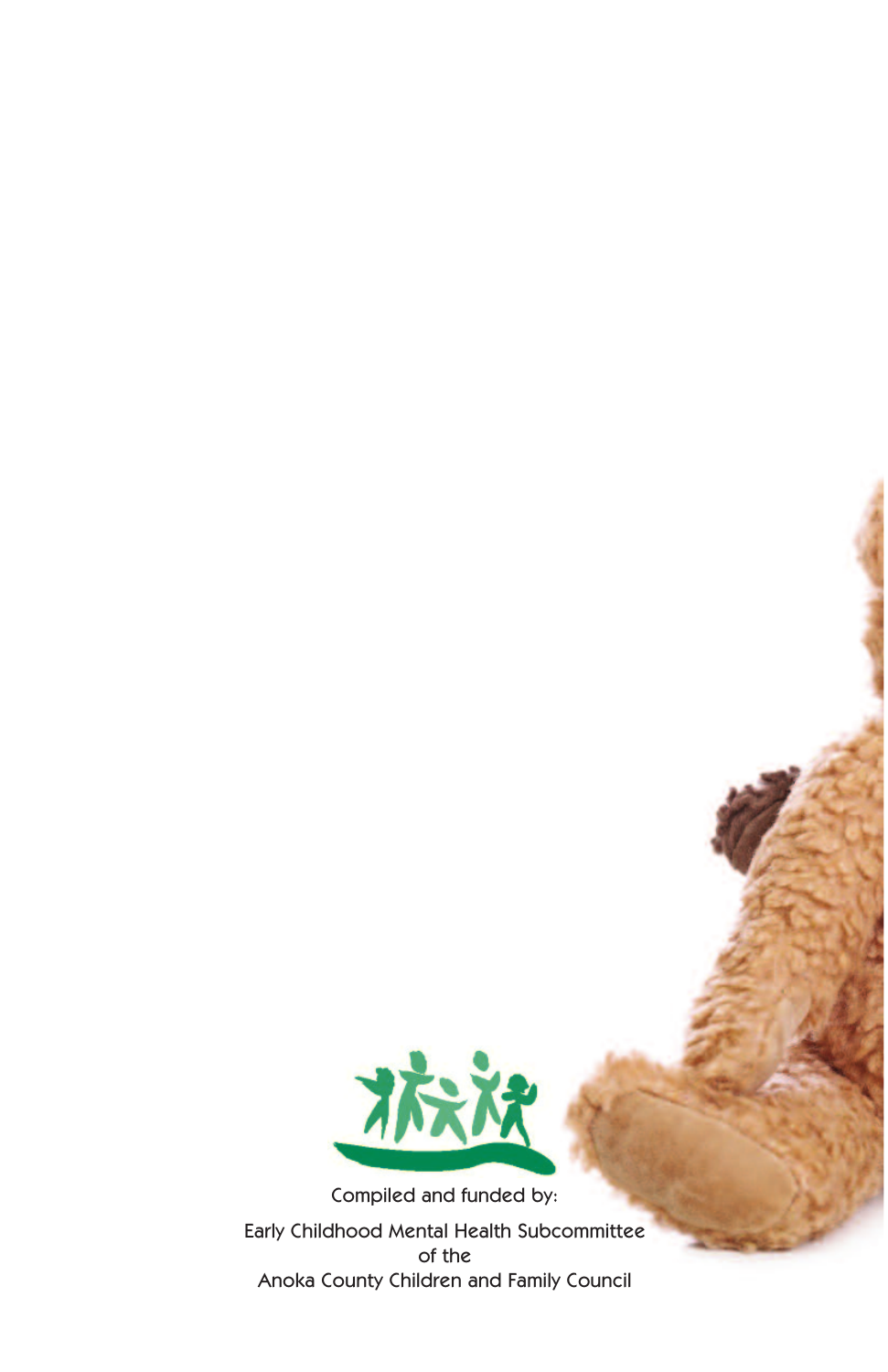Compiled and funded by:

Early Childhood Mental Health Subcommittee
of the
Anoka County Children and Family Council